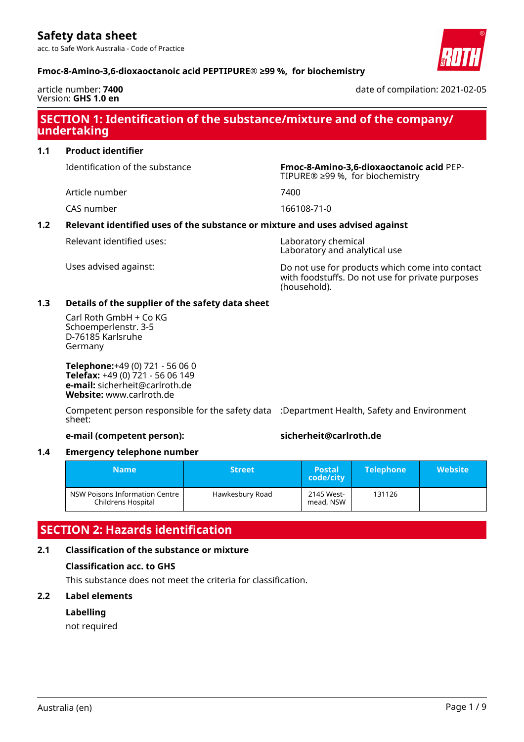# Safety data sheet

acc. to Safe Work Australia - Code of Practice

**Fmoc-8-Amino-3,6-dioxaoctanoic acid PEPTIPURE® ≥99 %, for biochemistry**

article number: **7400**
Version: **GHS 1.0 en**

date of compilation: 2021-02-05

## SECTION 1: Identification of the substance/mixture and of the company/undertaking

### 1.1 Product identifier

| | |
|---|---|
| Identification of the substance | **Fmoc-8-Amino-3,6-dioxaoctanoic acid** PEPTIPURE® ≥99 %, for biochemistry |
| Article number | 7400 |
| CAS number | 166108-71-0 |

### 1.2 Relevant identified uses of the substance or mixture and uses advised against

| | |
|---|---|
| Relevant identified uses: | Laboratory chemical<br>Laboratory and analytical use |
| Uses advised against: | Do not use for products which come into contact with foodstuffs. Do not use for private purposes (household). |

### 1.3 Details of the supplier of the safety data sheet

Carl Roth GmbH + Co KG
Schoemperlenstr. 3-5
D-76185 Karlsruhe
Germany

**Telephone:**+49 (0) 721 - 56 06 0
**Telefax:** +49 (0) 721 - 56 06 149
**e-mail:** sicherheit@carlroth.de
**Website:** www.carlroth.de

Competent person responsible for the safety data sheet: :Department Health, Safety and Environment

**e-mail (competent person):** **sicherheit@carlroth.de**

### 1.4 Emergency telephone number

| Name | Street | Postal code/city | Telephone | Website |
|---|---|---|---|---|
| NSW Poisons Information Centre Childrens Hospital | Hawkesbury Road | 2145 Westmead, NSW | 131126 | |

## SECTION 2: Hazards identification

### 2.1 Classification of the substance or mixture

**Classification acc. to GHS**

This substance does not meet the criteria for classification.

### 2.2 Label elements

**Labelling**

not required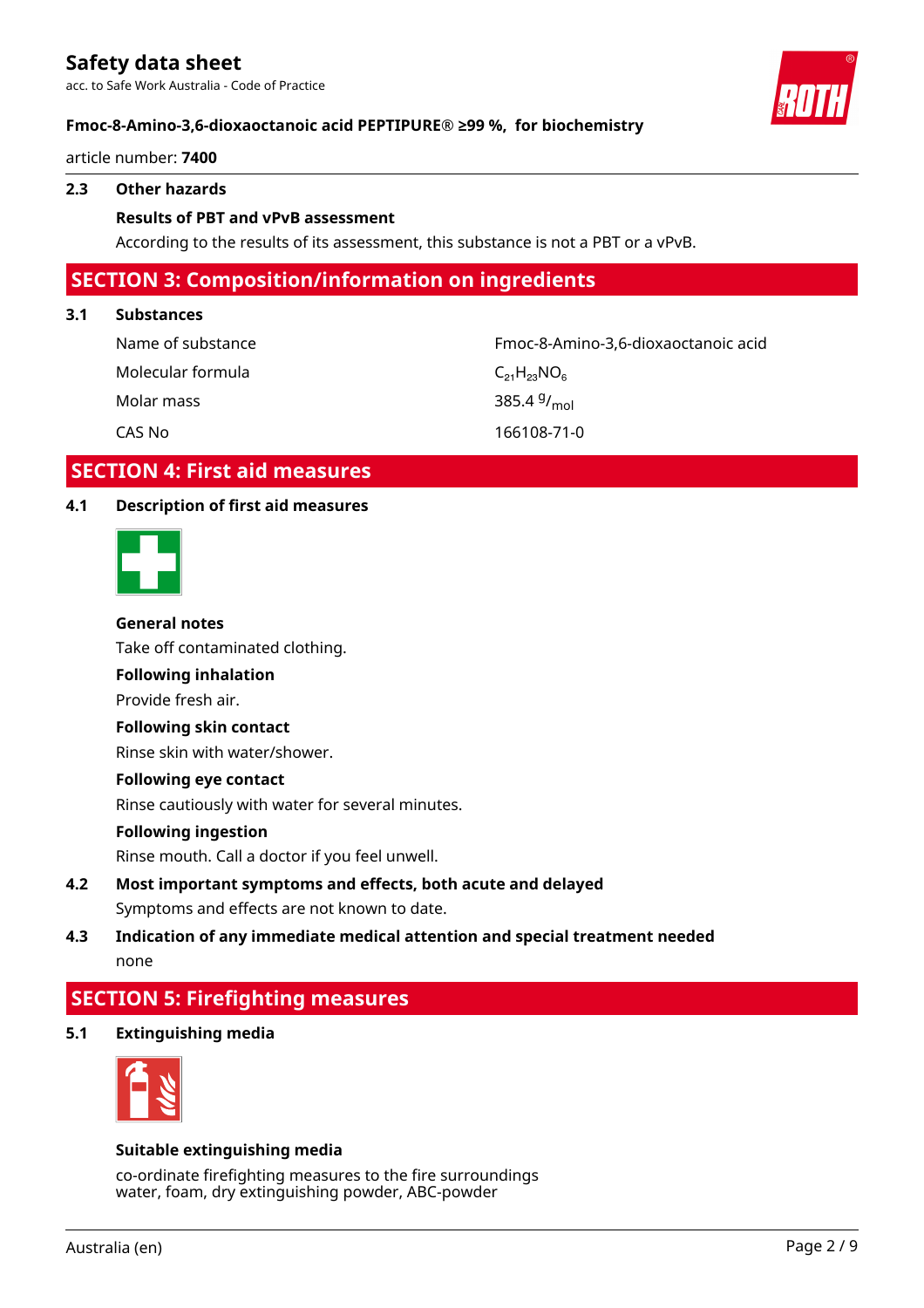### 2.3 Other hazards

**Results of PBT and vPvB assessment**

According to the results of its assessment, this substance is not a PBT or a vPvB.

## SECTION 3: Composition/information on ingredients

### 3.1 Substances

| | |
|---|---|
| Name of substance | Fmoc-8-Amino-3,6-dioxaoctanoic acid |
| Molecular formula | $C_{21}H_{23}NO_6$ |
| Molar mass | 385.4 $^{g}/_{mol}$ |
| CAS No | 166108-71-0 |

## SECTION 4: First aid measures

### 4.1 Description of first aid measures

**General notes**

Take off contaminated clothing.

**Following inhalation**

Provide fresh air.

**Following skin contact**

Rinse skin with water/shower.

**Following eye contact**

Rinse cautiously with water for several minutes.

**Following ingestion**

Rinse mouth. Call a doctor if you feel unwell.

### 4.2 Most important symptoms and effects, both acute and delayed

Symptoms and effects are not known to date.

### 4.3 Indication of any immediate medical attention and special treatment needed

none

## SECTION 5: Firefighting measures

### 5.1 Extinguishing media

**Suitable extinguishing media**

co-ordinate firefighting measures to the fire surroundings
water, foam, dry extinguishing powder, ABC-powder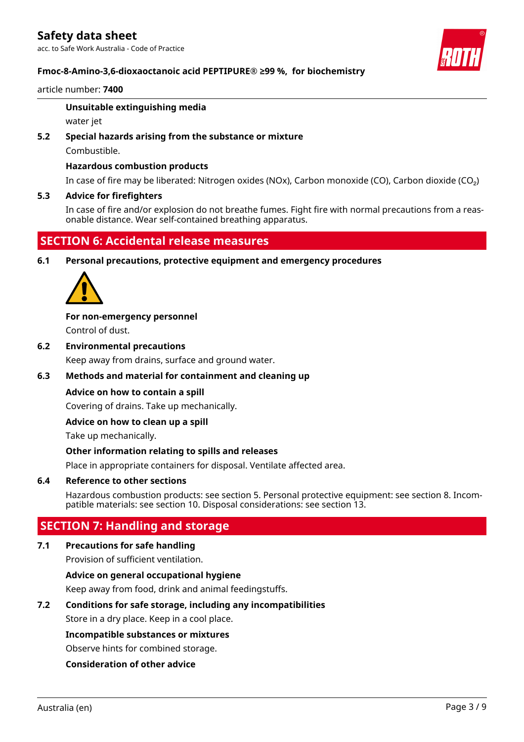**Unsuitable extinguishing media**

water jet

### 5.2 Special hazards arising from the substance or mixture

Combustible.

**Hazardous combustion products**

In case of fire may be liberated: Nitrogen oxides (NOx), Carbon monoxide (CO), Carbon dioxide ($CO_2$)

### 5.3 Advice for firefighters

In case of fire and/or explosion do not breathe fumes. Fight fire with normal precautions from a reasonable distance. Wear self-contained breathing apparatus.

## SECTION 6: Accidental release measures

### 6.1 Personal precautions, protective equipment and emergency procedures

**For non-emergency personnel**

Control of dust.

### 6.2 Environmental precautions

Keep away from drains, surface and ground water.

### 6.3 Methods and material for containment and cleaning up

**Advice on how to contain a spill**

Covering of drains. Take up mechanically.

**Advice on how to clean up a spill**

Take up mechanically.

**Other information relating to spills and releases**

Place in appropriate containers for disposal. Ventilate affected area.

### 6.4 Reference to other sections

Hazardous combustion products: see section 5. Personal protective equipment: see section 8. Incompatible materials: see section 10. Disposal considerations: see section 13.

## SECTION 7: Handling and storage

### 7.1 Precautions for safe handling

Provision of sufficient ventilation.

**Advice on general occupational hygiene**

Keep away from food, drink and animal feedingstuffs.

### 7.2 Conditions for safe storage, including any incompatibilities

Store in a dry place. Keep in a cool place.

**Incompatible substances or mixtures**

Observe hints for combined storage.

**Consideration of other advice**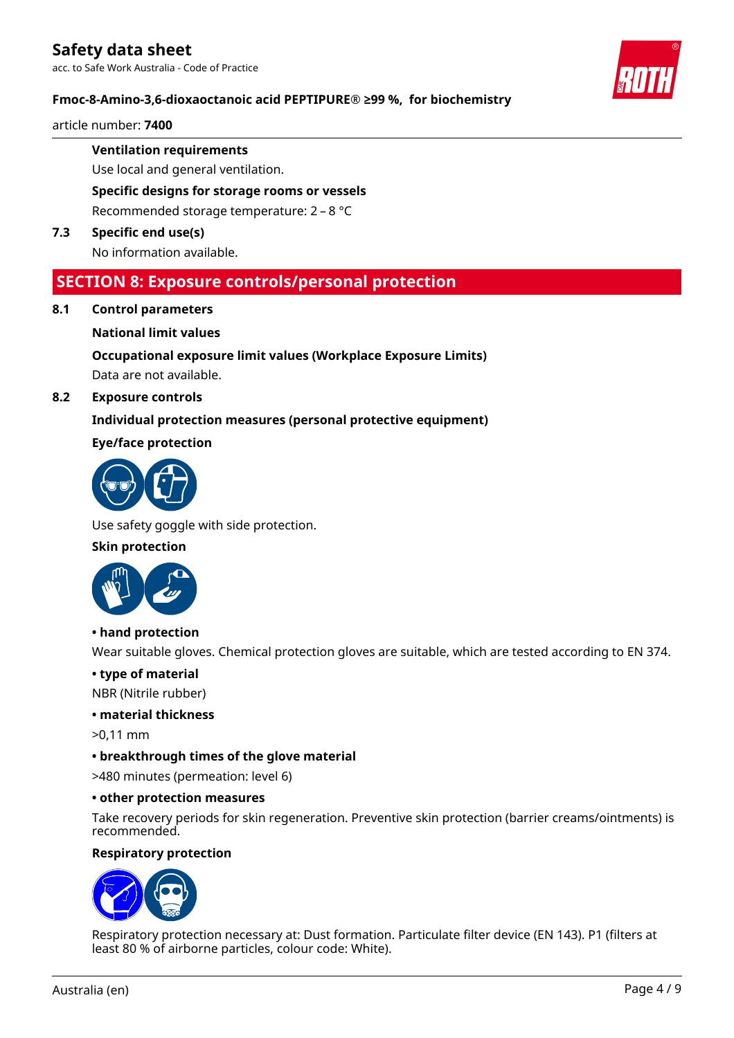**Ventilation requirements**

Use local and general ventilation.

**Specific designs for storage rooms or vessels**

Recommended storage temperature: 2 – 8 °C

**7.3 Specific end use(s)**

No information available.

## SECTION 8: Exposure controls/personal protection

**8.1 Control parameters**

**National limit values**

**Occupational exposure limit values (Workplace Exposure Limits)**

Data are not available.

**8.2 Exposure controls**

**Individual protection measures (personal protective equipment)**

**Eye/face protection**

Use safety goggle with side protection.

**Skin protection**

**• hand protection**

Wear suitable gloves. Chemical protection gloves are suitable, which are tested according to EN 374.

**• type of material**

NBR (Nitrile rubber)

**• material thickness**

>0,11 mm

**• breakthrough times of the glove material**

>480 minutes (permeation: level 6)

**• other protection measures**

Take recovery periods for skin regeneration. Preventive skin protection (barrier creams/ointments) is recommended.

**Respiratory protection**

Respiratory protection necessary at: Dust formation. Particulate filter device (EN 143). P1 (filters at least 80 % of airborne particles, colour code: White).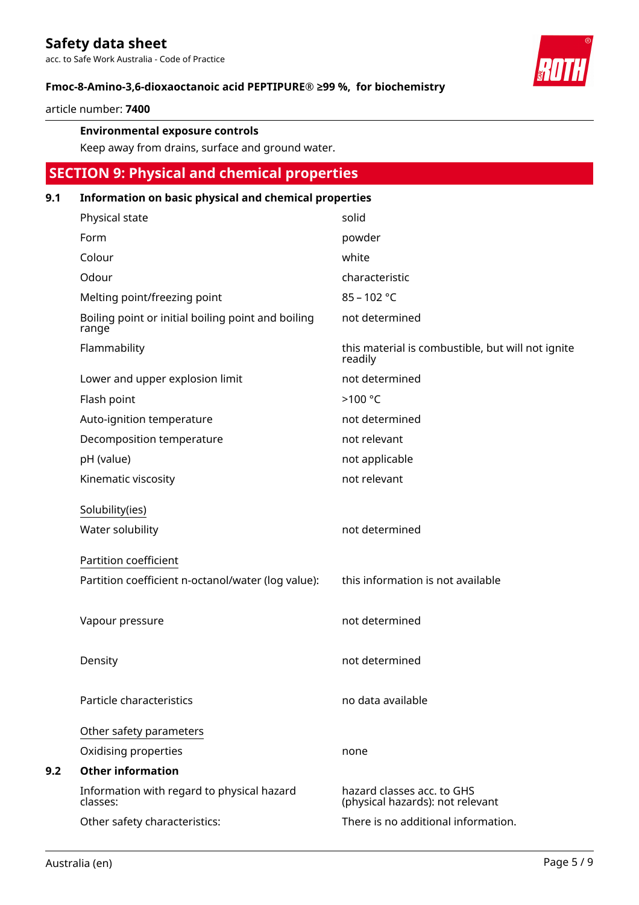**Environmental exposure controls**

Keep away from drains, surface and ground water.

## SECTION 9: Physical and chemical properties

### 9.1 Information on basic physical and chemical properties

| | |
|---|---|
| Physical state | solid |
| Form | powder |
| Colour | white |
| Odour | characteristic |
| Melting point/freezing point | 85 – 102 °C |
| Boiling point or initial boiling point and boiling range | not determined |
| Flammability | this material is combustible, but will not ignite readily |
| Lower and upper explosion limit | not determined |
| Flash point | >100 °C |
| Auto-ignition temperature | not determined |
| Decomposition temperature | not relevant |
| pH (value) | not applicable |
| Kinematic viscosity | not relevant |

Solubility(ies)

| | |
|---|---|
| Water solubility | not determined |

Partition coefficient

| | |
|---|---|
| Partition coefficient n-octanol/water (log value): | this information is not available |
| Vapour pressure | not determined |
| Density | not determined |
| Particle characteristics | no data available |

Other safety parameters

| | |
|---|---|
| Oxidising properties | none |

### 9.2 Other information

| | |
|---|---|
| Information with regard to physical hazard classes: | hazard classes acc. to GHS (physical hazards): not relevant |
| Other safety characteristics: | There is no additional information. |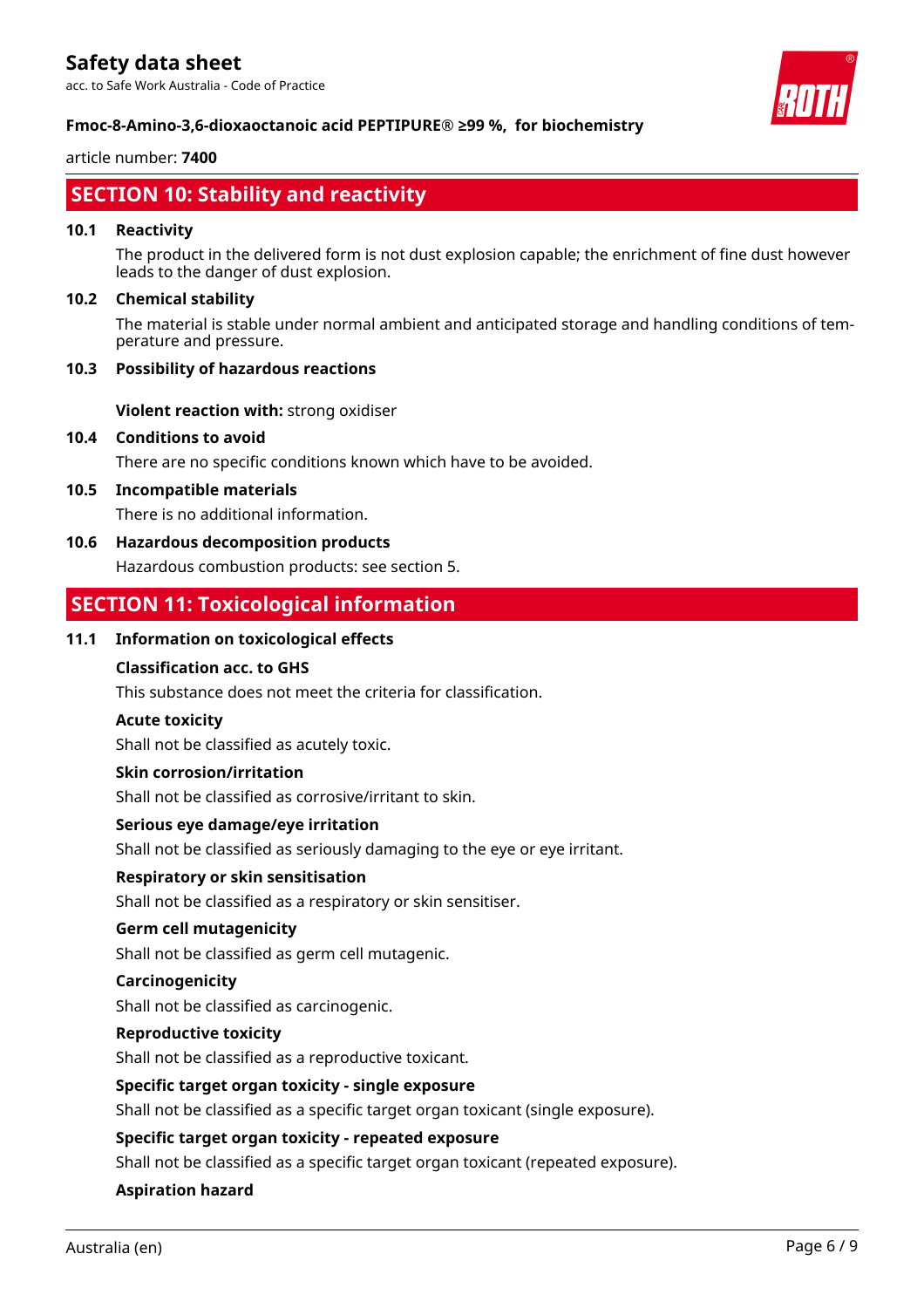## SECTION 10: Stability and reactivity

### 10.1 Reactivity

The product in the delivered form is not dust explosion capable; the enrichment of fine dust however leads to the danger of dust explosion.

### 10.2 Chemical stability

The material is stable under normal ambient and anticipated storage and handling conditions of temperature and pressure.

### 10.3 Possibility of hazardous reactions

**Violent reaction with:** strong oxidiser

### 10.4 Conditions to avoid

There are no specific conditions known which have to be avoided.

### 10.5 Incompatible materials

There is no additional information.

### 10.6 Hazardous decomposition products

Hazardous combustion products: see section 5.

## SECTION 11: Toxicological information

### 11.1 Information on toxicological effects

**Classification acc. to GHS**

This substance does not meet the criteria for classification.

**Acute toxicity**

Shall not be classified as acutely toxic.

**Skin corrosion/irritation**

Shall not be classified as corrosive/irritant to skin.

**Serious eye damage/eye irritation**

Shall not be classified as seriously damaging to the eye or eye irritant.

**Respiratory or skin sensitisation**

Shall not be classified as a respiratory or skin sensitiser.

**Germ cell mutagenicity**

Shall not be classified as germ cell mutagenic.

**Carcinogenicity**

Shall not be classified as carcinogenic.

**Reproductive toxicity**

Shall not be classified as a reproductive toxicant.

**Specific target organ toxicity - single exposure**

Shall not be classified as a specific target organ toxicant (single exposure).

**Specific target organ toxicity - repeated exposure**

Shall not be classified as a specific target organ toxicant (repeated exposure).

**Aspiration hazard**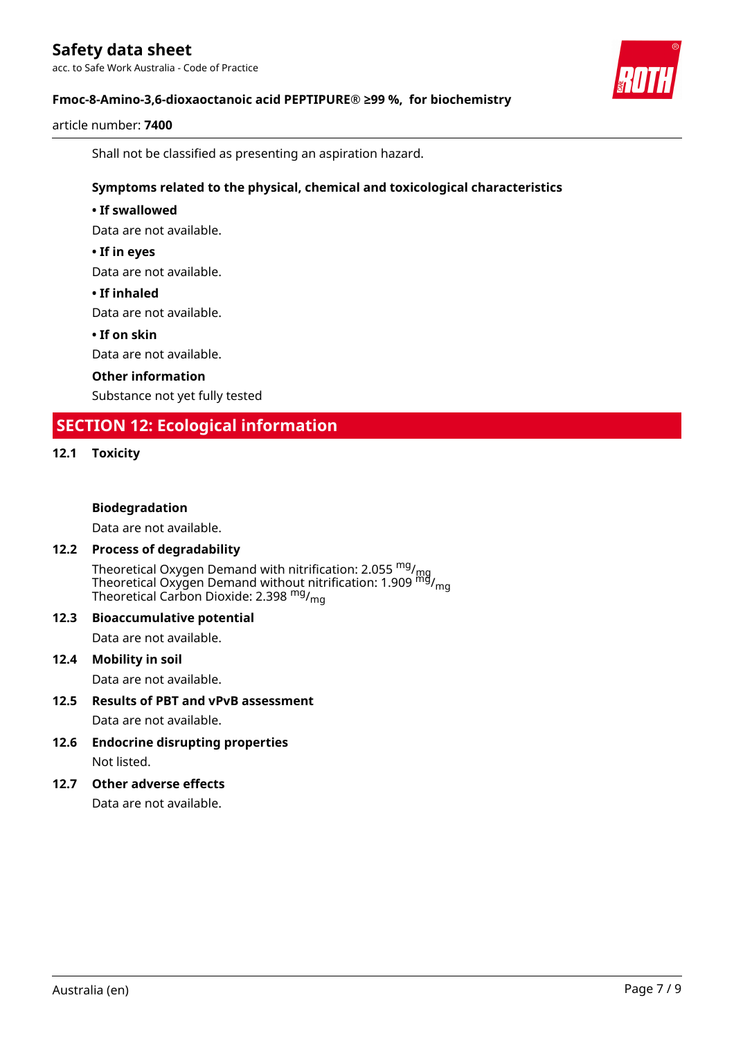Shall not be classified as presenting an aspiration hazard.

**Symptoms related to the physical, chemical and toxicological characteristics**

**• If swallowed**

Data are not available.

**• If in eyes**

Data are not available.

**• If inhaled**

Data are not available.

**• If on skin**

Data are not available.

**Other information**

Substance not yet fully tested

## SECTION 12: Ecological information

### 12.1 Toxicity

**Biodegradation**

Data are not available.

### 12.2 Process of degradability

Theoretical Oxygen Demand with nitrification: 2.055 $^{mg}/_{mg}$
Theoretical Oxygen Demand without nitrification: 1.909 $^{mg}/_{mg}$
Theoretical Carbon Dioxide: 2.398 $^{mg}/_{mg}$

### 12.3 Bioaccumulative potential

Data are not available.

### 12.4 Mobility in soil

Data are not available.

### 12.5 Results of PBT and vPvB assessment

Data are not available.

### 12.6 Endocrine disrupting properties

Not listed.

### 12.7 Other adverse effects

Data are not available.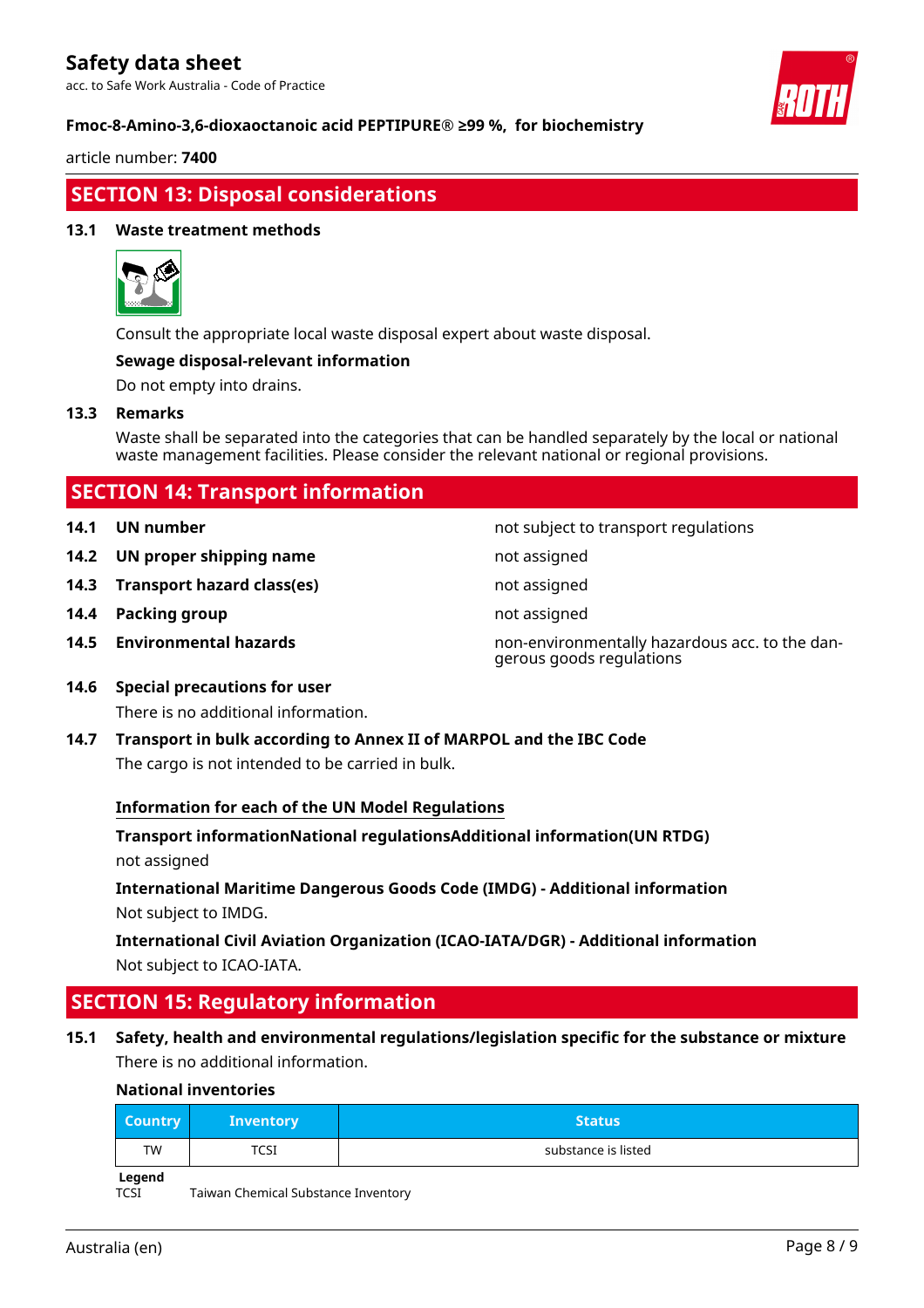## SECTION 13: Disposal considerations

### 13.1 Waste treatment methods

Consult the appropriate local waste disposal expert about waste disposal.

**Sewage disposal-relevant information**

Do not empty into drains.

### 13.3 Remarks

Waste shall be separated into the categories that can be handled separately by the local or national waste management facilities. Please consider the relevant national or regional provisions.

## SECTION 14: Transport information

| | | |
|---|---|---|
| **14.1** | **UN number** | not subject to transport regulations |
| **14.2** | **UN proper shipping name** | not assigned |
| **14.3** | **Transport hazard class(es)** | not assigned |
| **14.4** | **Packing group** | not assigned |
| **14.5** | **Environmental hazards** | non-environmentally hazardous acc. to the dangerous goods regulations |

### 14.6 Special precautions for user

There is no additional information.

### 14.7 Transport in bulk according to Annex II of MARPOL and the IBC Code

The cargo is not intended to be carried in bulk.

**Information for each of the UN Model Regulations**

**Transport informationNational regulationsAdditional information(UN RTDG)**

not assigned

**International Maritime Dangerous Goods Code (IMDG) - Additional information**

Not subject to IMDG.

**International Civil Aviation Organization (ICAO-IATA/DGR) - Additional information**

Not subject to ICAO-IATA.

## SECTION 15: Regulatory information

### 15.1 Safety, health and environmental regulations/legislation specific for the substance or mixture

There is no additional information.

**National inventories**

| Country | Inventory | Status |
|---|---|---|
| TW | TCSI | substance is listed |

**Legend**

TCSI Taiwan Chemical Substance Inventory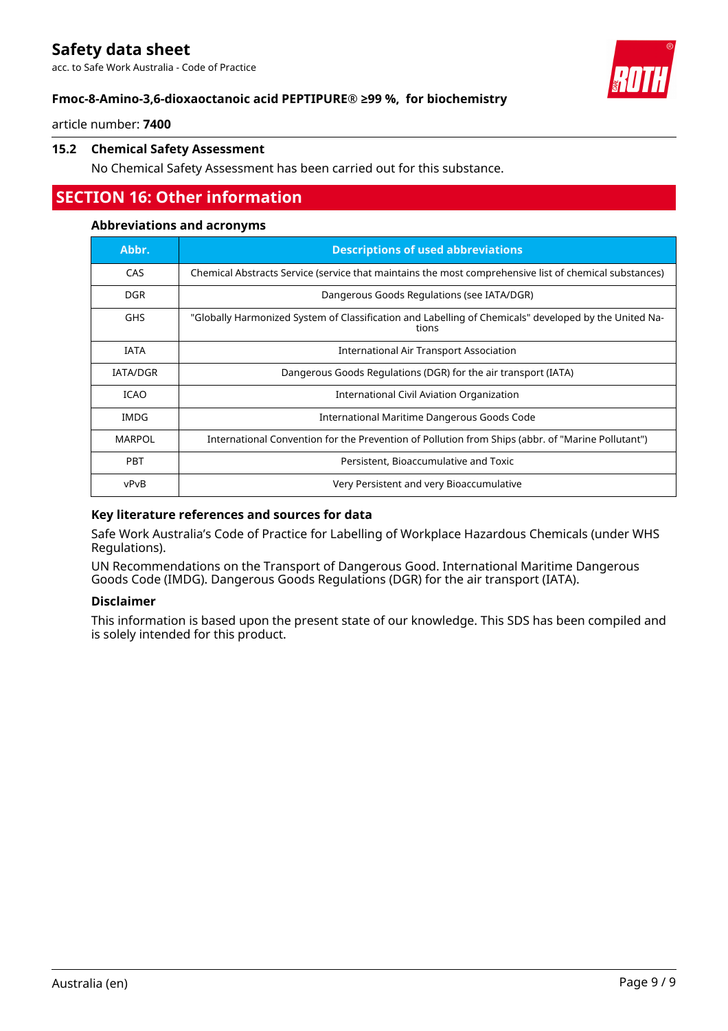### 15.2 Chemical Safety Assessment

No Chemical Safety Assessment has been carried out for this substance.

## SECTION 16: Other information

#### Abbreviations and acronyms

| Abbr. | Descriptions of used abbreviations |
| --- | --- |
| CAS | Chemical Abstracts Service (service that maintains the most comprehensive list of chemical substances) |
| DGR | Dangerous Goods Regulations (see IATA/DGR) |
| GHS | "Globally Harmonized System of Classification and Labelling of Chemicals" developed by the United Nations |
| IATA | International Air Transport Association |
| IATA/DGR | Dangerous Goods Regulations (DGR) for the air transport (IATA) |
| ICAO | International Civil Aviation Organization |
| IMDG | International Maritime Dangerous Goods Code |
| MARPOL | International Convention for the Prevention of Pollution from Ships (abbr. of "Marine Pollutant") |
| PBT | Persistent, Bioaccumulative and Toxic |
| vPvB | Very Persistent and very Bioaccumulative |

#### Key literature references and sources for data

Safe Work Australia's Code of Practice for Labelling of Workplace Hazardous Chemicals (under WHS Regulations).

UN Recommendations on the Transport of Dangerous Good. International Maritime Dangerous Goods Code (IMDG). Dangerous Goods Regulations (DGR) for the air transport (IATA).

#### Disclaimer

This information is based upon the present state of our knowledge. This SDS has been compiled and is solely intended for this product.